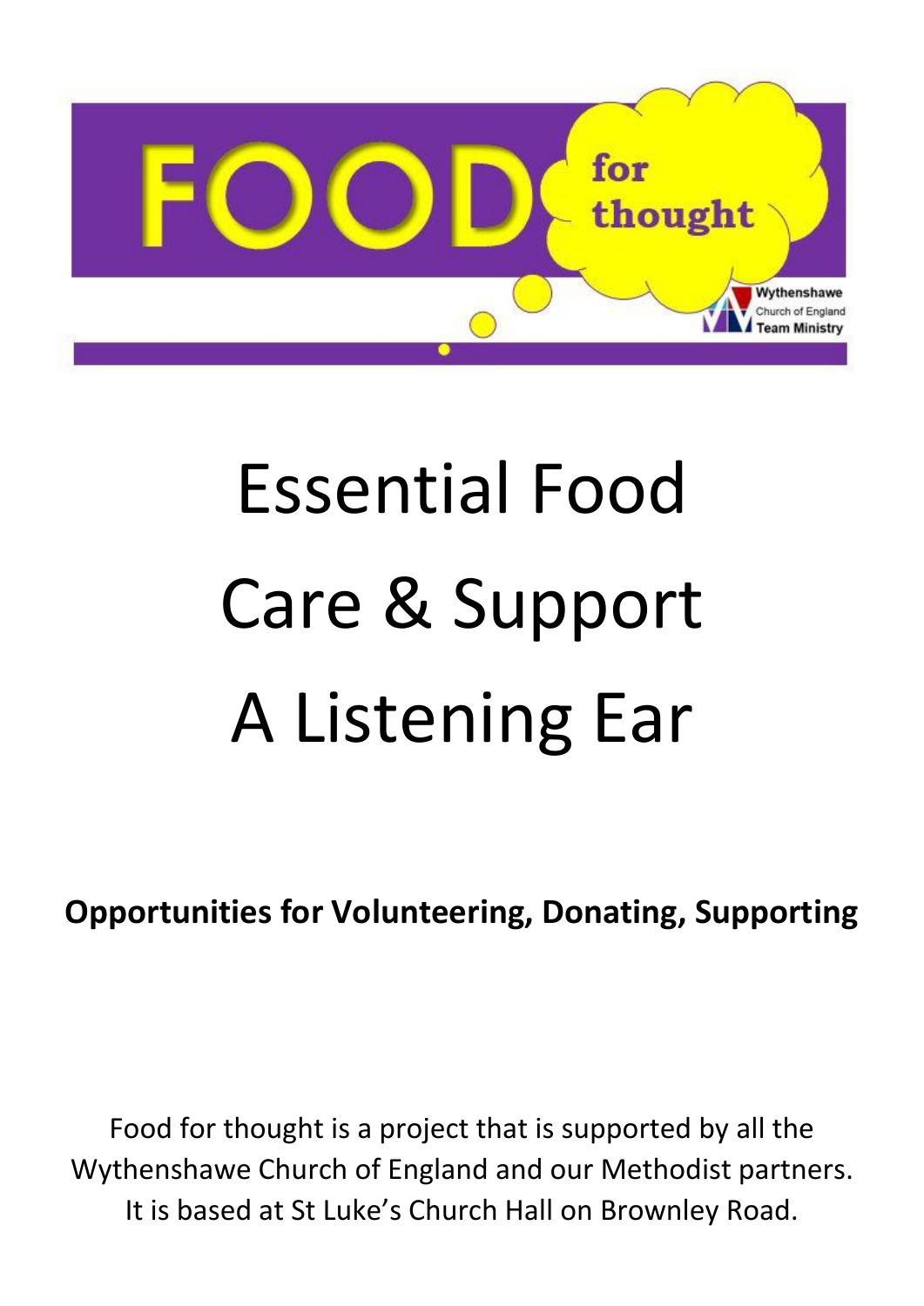# FOOD for thought

Wythenshawe Church of England Team Ministry

# Essential Food
# Care & Support
# A Listening Ear

**Opportunities for Volunteering, Donating, Supporting**

Food for thought is a project that is supported by all the Wythenshawe Church of England and our Methodist partners. It is based at St Luke's Church Hall on Brownley Road.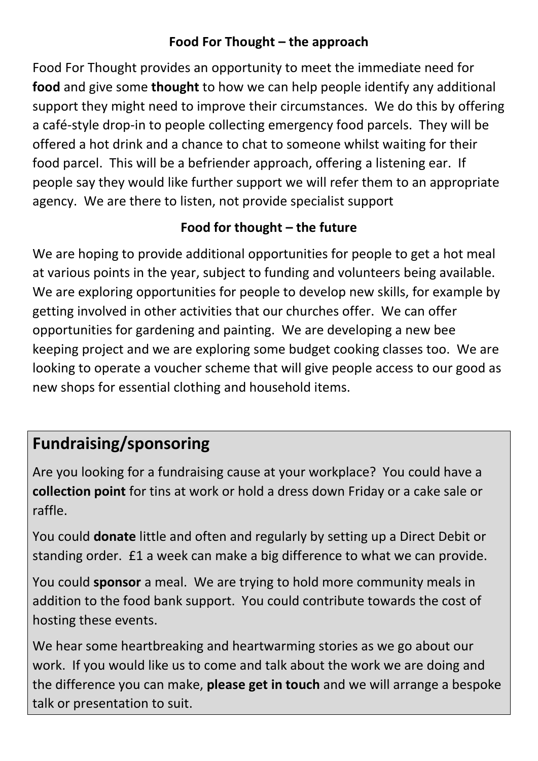### Food For Thought – the approach

Food For Thought provides an opportunity to meet the immediate need for **food** and give some **thought** to how we can help people identify any additional support they might need to improve their circumstances. We do this by offering a café-style drop-in to people collecting emergency food parcels. They will be offered a hot drink and a chance to chat to someone whilst waiting for their food parcel. This will be a befriender approach, offering a listening ear. If people say they would like further support we will refer them to an appropriate agency. We are there to listen, not provide specialist support

### Food for thought – the future

We are hoping to provide additional opportunities for people to get a hot meal at various points in the year, subject to funding and volunteers being available. We are exploring opportunities for people to develop new skills, for example by getting involved in other activities that our churches offer. We can offer opportunities for gardening and painting. We are developing a new bee keeping project and we are exploring some budget cooking classes too. We are looking to operate a voucher scheme that will give people access to our good as new shops for essential clothing and household items.

## Fundraising/sponsoring

Are you looking for a fundraising cause at your workplace? You could have a **collection point** for tins at work or hold a dress down Friday or a cake sale or raffle.

You could **donate** little and often and regularly by setting up a Direct Debit or standing order. £1 a week can make a big difference to what we can provide.

You could **sponsor** a meal. We are trying to hold more community meals in addition to the food bank support. You could contribute towards the cost of hosting these events.

We hear some heartbreaking and heartwarming stories as we go about our work. If you would like us to come and talk about the work we are doing and the difference you can make, **please get in touch** and we will arrange a bespoke talk or presentation to suit.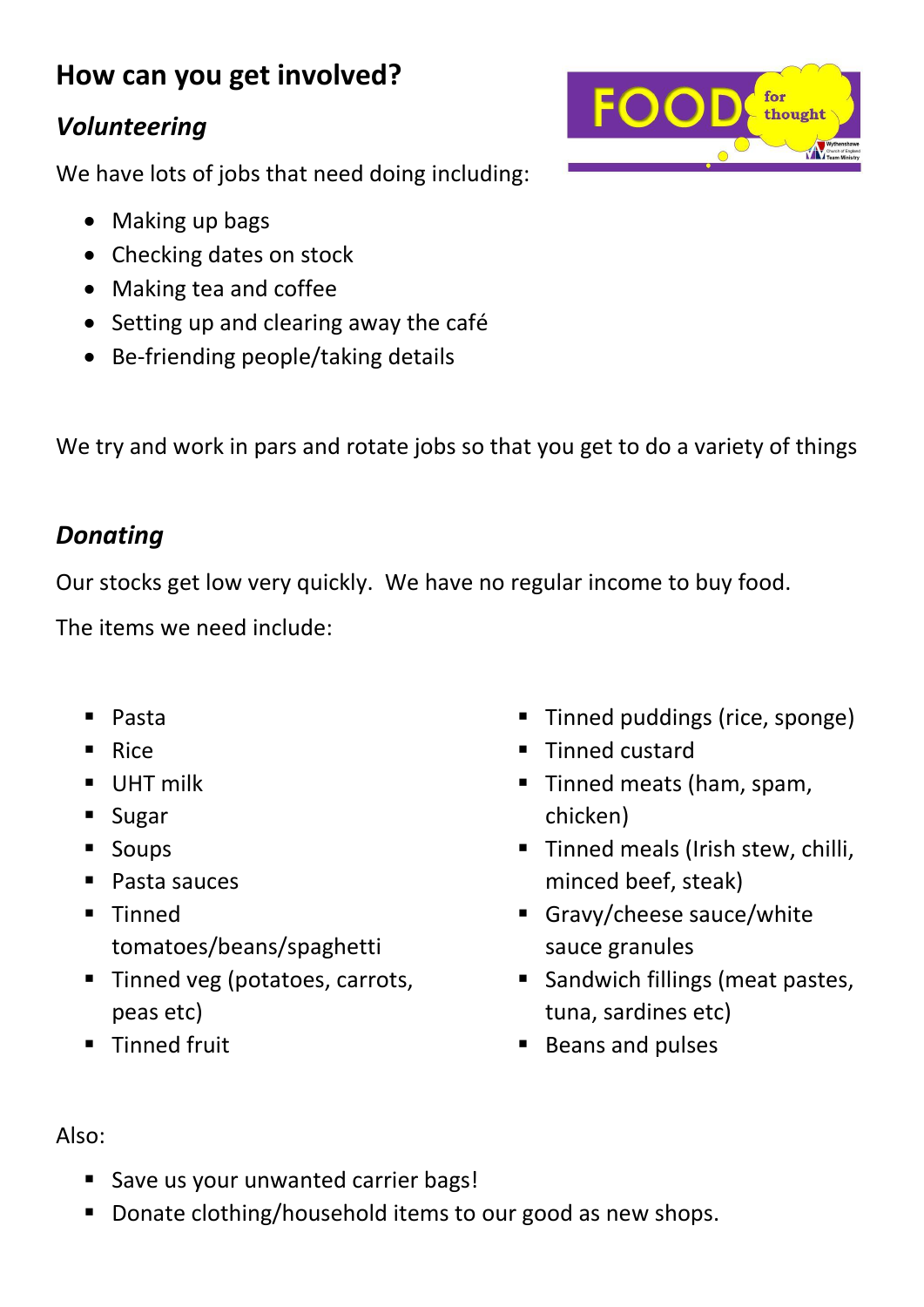## How can you get involved?

### *Volunteering*

We have lots of jobs that need doing including:

- Making up bags
- Checking dates on stock
- Making tea and coffee
- Setting up and clearing away the café
- Be-friending people/taking details

We try and work in pars and rotate jobs so that you get to do a variety of things

### *Donating*

Our stocks get low very quickly. We have no regular income to buy food.

The items we need include:

- Pasta
- Rice
- UHT milk
- Sugar
- Soups
- Pasta sauces
- Tinned tomatoes/beans/spaghetti
- Tinned veg (potatoes, carrots, peas etc)
- Tinned fruit
- Tinned puddings (rice, sponge)
- Tinned custard
- Tinned meats (ham, spam, chicken)
- Tinned meals (Irish stew, chilli, minced beef, steak)
- Gravy/cheese sauce/white sauce granules
- Sandwich fillings (meat pastes, tuna, sardines etc)
- Beans and pulses

Also:

- Save us your unwanted carrier bags!
- Donate clothing/household items to our good as new shops.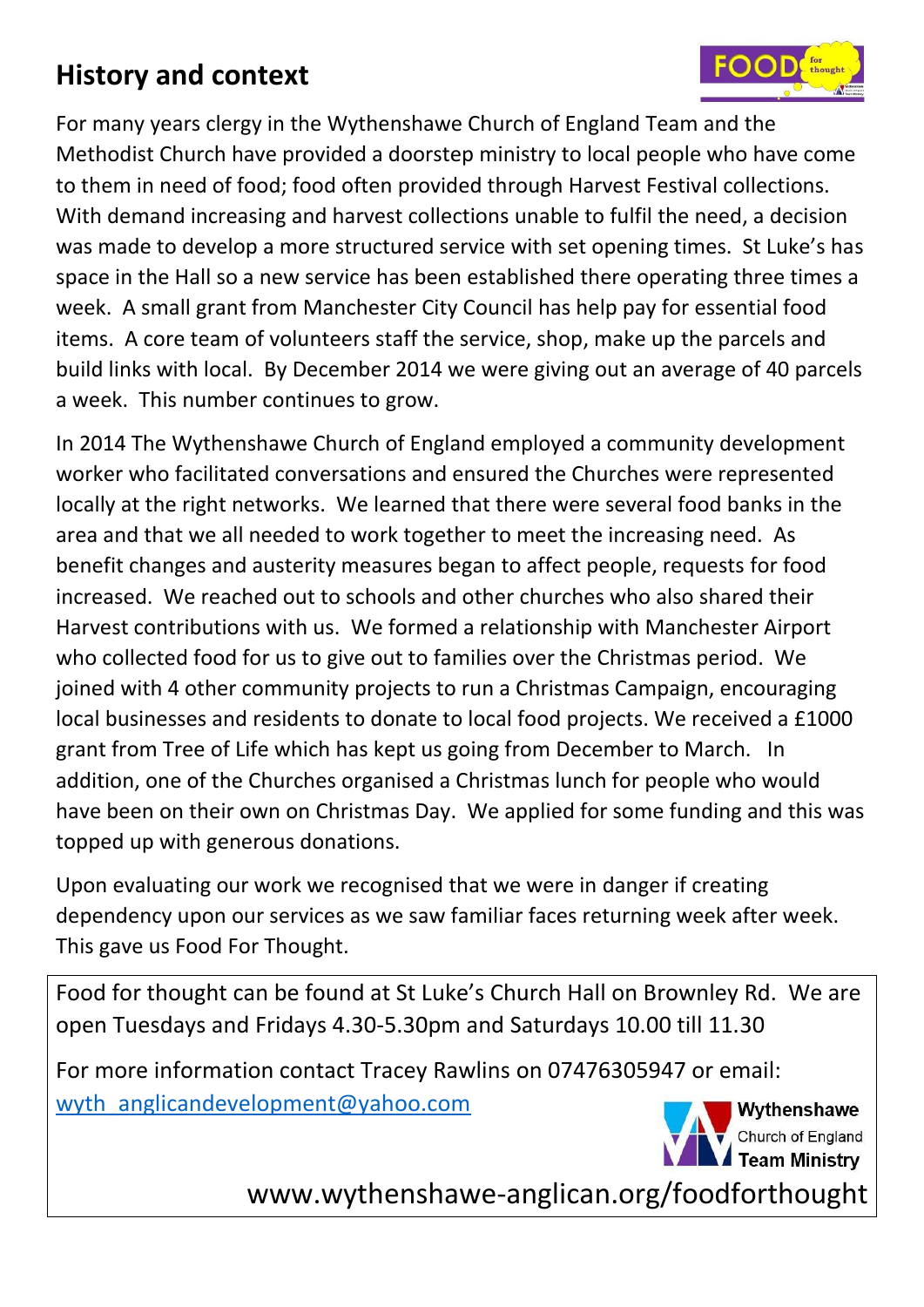## History and context

For many years clergy in the Wythenshawe Church of England Team and the Methodist Church have provided a doorstep ministry to local people who have come to them in need of food; food often provided through Harvest Festival collections. With demand increasing and harvest collections unable to fulfil the need, a decision was made to develop a more structured service with set opening times. St Luke's has space in the Hall so a new service has been established there operating three times a week. A small grant from Manchester City Council has help pay for essential food items. A core team of volunteers staff the service, shop, make up the parcels and build links with local. By December 2014 we were giving out an average of 40 parcels a week. This number continues to grow.

In 2014 The Wythenshawe Church of England employed a community development worker who facilitated conversations and ensured the Churches were represented locally at the right networks. We learned that there were several food banks in the area and that we all needed to work together to meet the increasing need. As benefit changes and austerity measures began to affect people, requests for food increased. We reached out to schools and other churches who also shared their Harvest contributions with us. We formed a relationship with Manchester Airport who collected food for us to give out to families over the Christmas period. We joined with 4 other community projects to run a Christmas Campaign, encouraging local businesses and residents to donate to local food projects. We received a £1000 grant from Tree of Life which has kept us going from December to March. In addition, one of the Churches organised a Christmas lunch for people who would have been on their own on Christmas Day. We applied for some funding and this was topped up with generous donations.

Upon evaluating our work we recognised that we were in danger if creating dependency upon our services as we saw familiar faces returning week after week. This gave us Food For Thought.

Food for thought can be found at St Luke's Church Hall on Brownley Rd. We are open Tuesdays and Fridays 4.30-5.30pm and Saturdays 10.00 till 11.30

For more information contact Tracey Rawlins on 07476305947 or email: wyth_anglicandevelopment@yahoo.com

Wythenshawe Church of England Team Ministry

www.wythenshawe-anglican.org/foodforthought